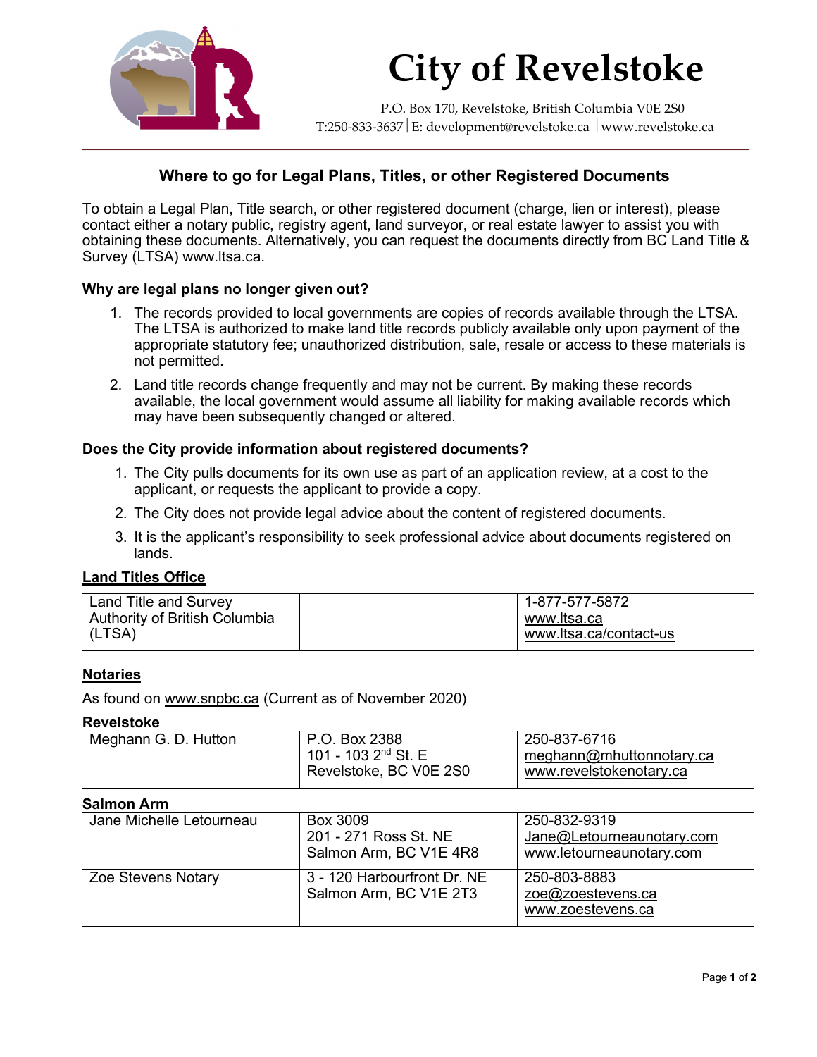# City of Revelstoke

P.O. Box 170, Revelstoke, British Columbia V0E 2S0
T:250-833-3637 | E: development@revelstoke.ca | www.revelstoke.ca

## Where to go for Legal Plans, Titles, or other Registered Documents

To obtain a Legal Plan, Title search, or other registered document (charge, lien or interest), please contact either a notary public, registry agent, land surveyor, or real estate lawyer to assist you with obtaining these documents. Alternatively, you can request the documents directly from BC Land Title & Survey (LTSA) www.ltsa.ca.

### Why are legal plans no longer given out?

1. The records provided to local governments are copies of records available through the LTSA. The LTSA is authorized to make land title records publicly available only upon payment of the appropriate statutory fee; unauthorized distribution, sale, resale or access to these materials is not permitted.
2. Land title records change frequently and may not be current. By making these records available, the local government would assume all liability for making available records which may have been subsequently changed or altered.

### Does the City provide information about registered documents?

1. The City pulls documents for its own use as part of an application review, at a cost to the applicant, or requests the applicant to provide a copy.
2. The City does not provide legal advice about the content of registered documents.
3. It is the applicant's responsibility to seek professional advice about documents registered on lands.

### Land Titles Office

| | | |
|---|---|---|
| Land Title and Survey Authority of British Columbia (LTSA) | | 1-877-577-5872<br>www.ltsa.ca<br>www.ltsa.ca/contact-us |

### Notaries

As found on www.snpbc.ca (Current as of November 2020)

**Revelstoke**

| | | |
|---|---|---|
| Meghann G. D. Hutton | P.O. Box 2388<br>101 - 103 2nd St. E<br>Revelstoke, BC V0E 2S0 | 250-837-6716<br>meghann@mhuttonnotary.ca<br>www.revelstokenotary.ca |

**Salmon Arm**

| | | |
|---|---|---|
| Jane Michelle Letourneau | Box 3009<br>201 - 271 Ross St. NE<br>Salmon Arm, BC V1E 4R8 | 250-832-9319<br>Jane@Letourneaunotary.com<br>www.letourneaunotary.com |
| Zoe Stevens Notary | 3 - 120 Harbourfront Dr. NE<br>Salmon Arm, BC V1E 2T3 | 250-803-8883<br>zoe@zoestevens.ca<br>www.zoestevens.ca |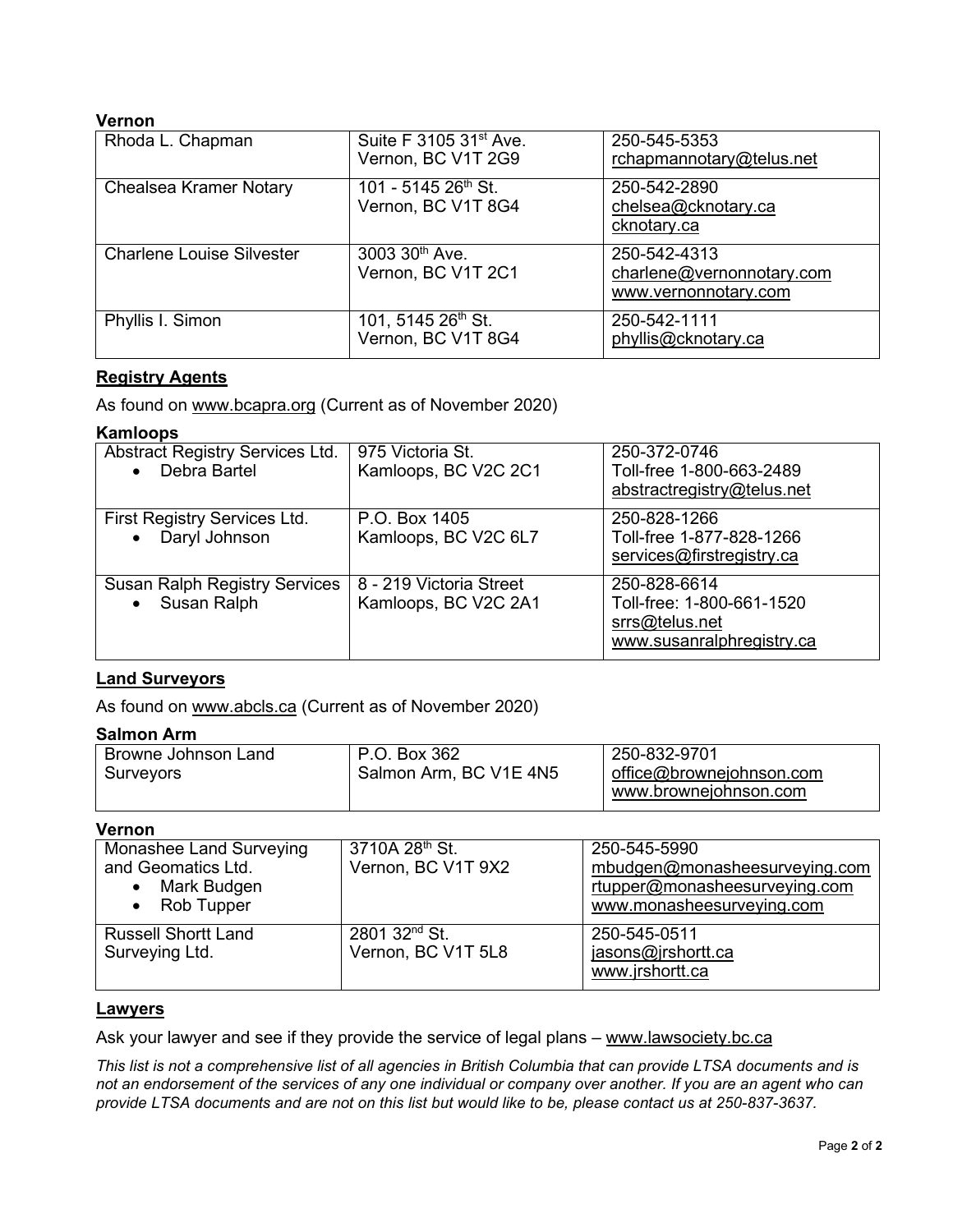**Vernon**

| | | |
|---|---|---|
| Rhoda L. Chapman | Suite F 3105 31st Ave.<br>Vernon, BC V1T 2G9 | 250-545-5353<br>rchapmannotary@telus.net |
| Chealsea Kramer Notary | 101 - 5145 26th St.<br>Vernon, BC V1T 8G4 | 250-542-2890<br>chelsea@cknotary.ca<br>cknotary.ca |
| Charlene Louise Silvester | 3003 30th Ave.<br>Vernon, BC V1T 2C1 | 250-542-4313<br>charlene@vernonnotary.com<br>www.vernonnotary.com |
| Phyllis I. Simon | 101, 5145 26th St.<br>Vernon, BC V1T 8G4 | 250-542-1111<br>phyllis@cknotary.ca |

## Registry Agents

As found on www.bcapra.org (Current as of November 2020)

**Kamloops**

| | | |
|---|---|---|
| Abstract Registry Services Ltd.<br>• Debra Bartel | 975 Victoria St.<br>Kamloops, BC V2C 2C1 | 250-372-0746<br>Toll-free 1-800-663-2489<br>abstractregistry@telus.net |
| First Registry Services Ltd.<br>• Daryl Johnson | P.O. Box 1405<br>Kamloops, BC V2C 6L7 | 250-828-1266<br>Toll-free 1-877-828-1266<br>services@firstregistry.ca |
| Susan Ralph Registry Services<br>• Susan Ralph | 8 - 219 Victoria Street<br>Kamloops, BC V2C 2A1 | 250-828-6614<br>Toll-free: 1-800-661-1520<br>srrs@telus.net<br>www.susanralphregistry.ca |

## Land Surveyors

As found on www.abcls.ca (Current as of November 2020)

**Salmon Arm**

| | | |
|---|---|---|
| Browne Johnson Land Surveyors | P.O. Box 362<br>Salmon Arm, BC V1E 4N5 | 250-832-9701<br>office@brownejohnson.com<br>www.brownejohnson.com |

**Vernon**

| | | |
|---|---|---|
| Monashee Land Surveying and Geomatics Ltd.<br>• Mark Budgen<br>• Rob Tupper | 3710A 28th St.<br>Vernon, BC V1T 9X2 | 250-545-5990<br>mbudgen@monasheesurveying.com<br>rtupper@monasheesurveying.com<br>www.monasheesurveying.com |
| Russell Shortt Land Surveying Ltd. | 2801 32nd St.<br>Vernon, BC V1T 5L8 | 250-545-0511<br>jasons@jrshortt.ca<br>www.jrshortt.ca |

## Lawyers

Ask your lawyer and see if they provide the service of legal plans – www.lawsociety.bc.ca

*This list is not a comprehensive list of all agencies in British Columbia that can provide LTSA documents and is not an endorsement of the services of any one individual or company over another. If you are an agent who can provide LTSA documents and are not on this list but would like to be, please contact us at 250-837-3637.*